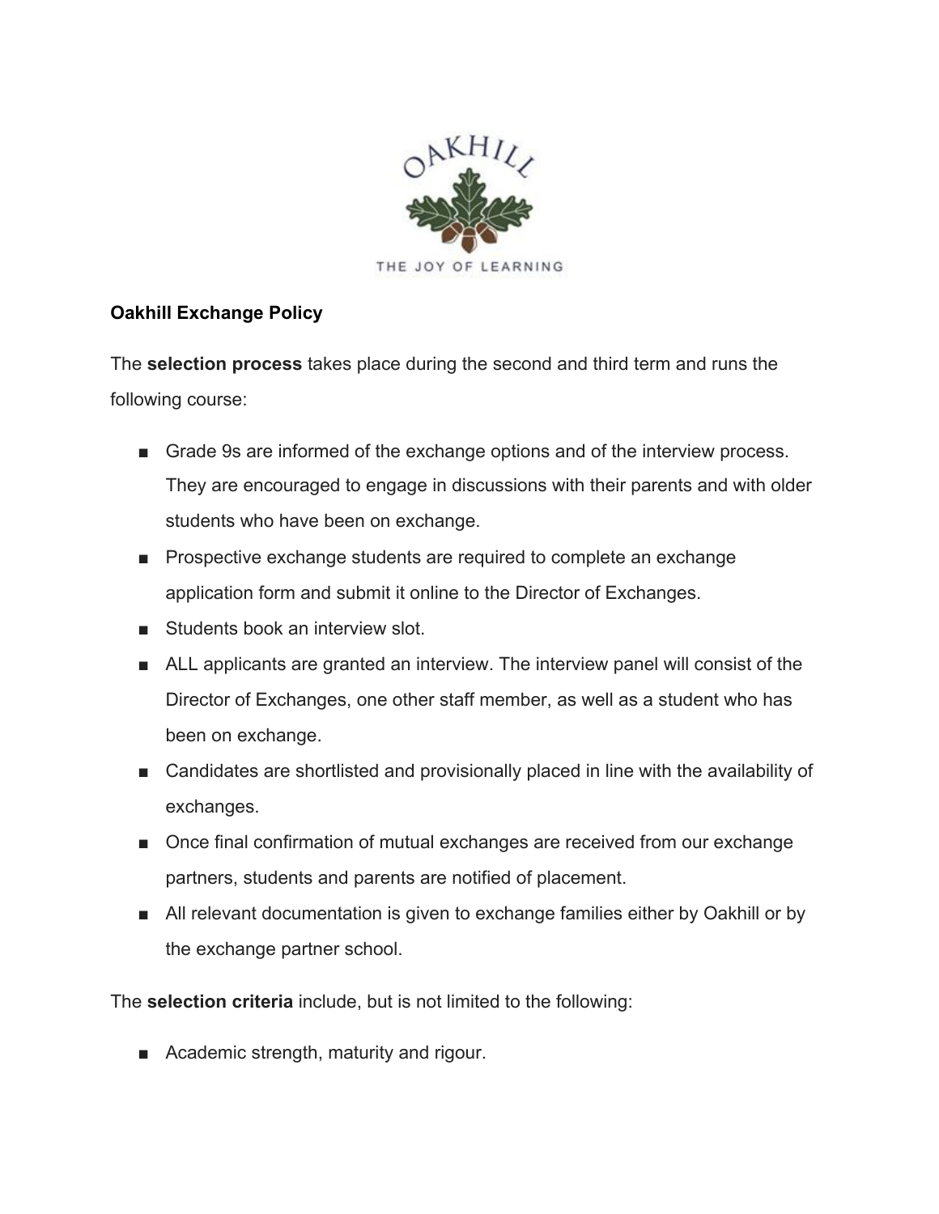OAKHILL

THE JOY OF LEARNING

**Oakhill Exchange Policy**

The **selection process** takes place during the second and third term and runs the following course:

- Grade 9s are informed of the exchange options and of the interview process. They are encouraged to engage in discussions with their parents and with older students who have been on exchange.
- Prospective exchange students are required to complete an exchange application form and submit it online to the Director of Exchanges.
- Students book an interview slot.
- ALL applicants are granted an interview. The interview panel will consist of the Director of Exchanges, one other staff member, as well as a student who has been on exchange.
- Candidates are shortlisted and provisionally placed in line with the availability of exchanges.
- Once final confirmation of mutual exchanges are received from our exchange partners, students and parents are notified of placement.
- All relevant documentation is given to exchange families either by Oakhill or by the exchange partner school.

The **selection criteria** include, but is not limited to the following:

- Academic strength, maturity and rigour.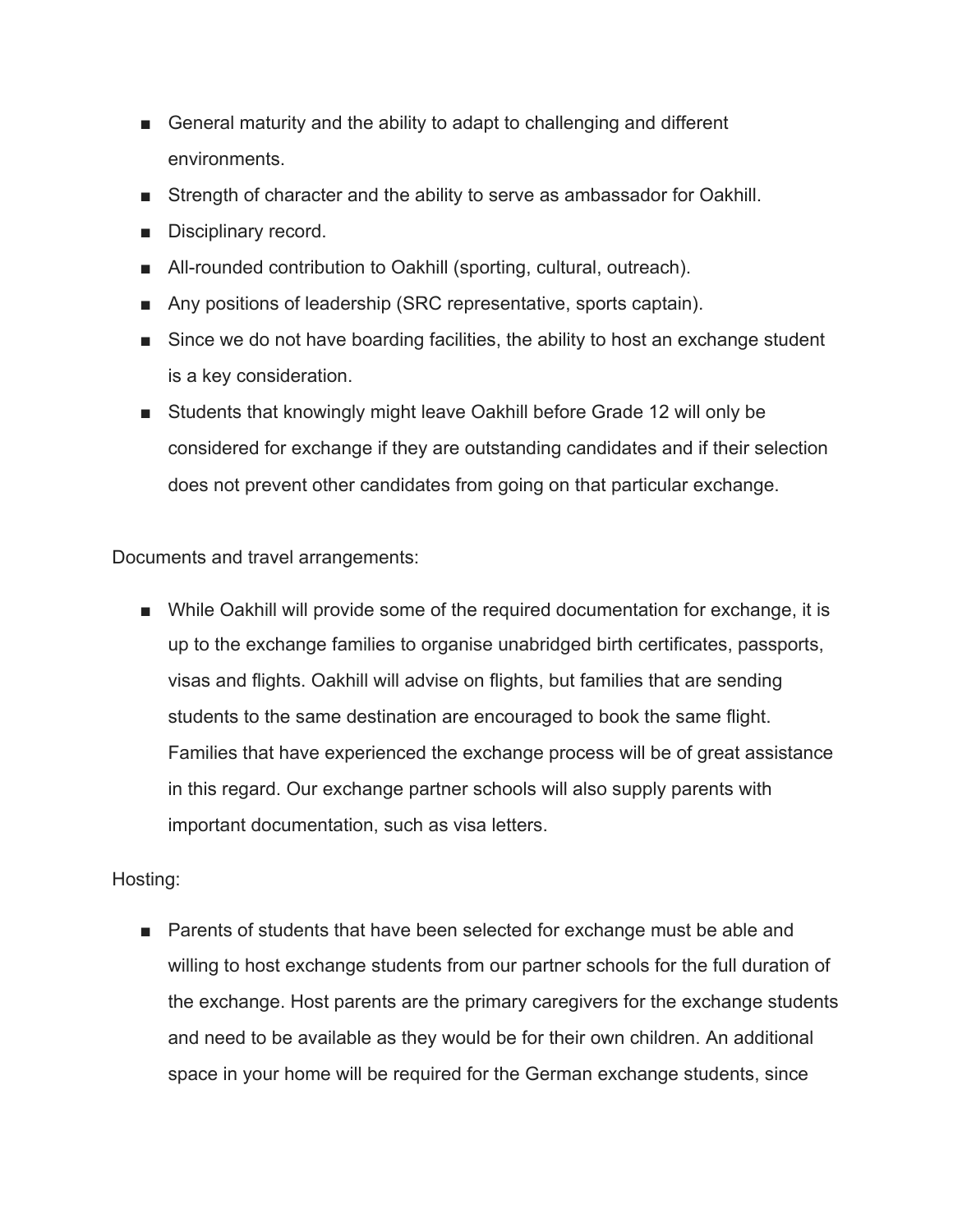- General maturity and the ability to adapt to challenging and different environments.
- Strength of character and the ability to serve as ambassador for Oakhill.
- Disciplinary record.
- All-rounded contribution to Oakhill (sporting, cultural, outreach).
- Any positions of leadership (SRC representative, sports captain).
- Since we do not have boarding facilities, the ability to host an exchange student is a key consideration.
- Students that knowingly might leave Oakhill before Grade 12 will only be considered for exchange if they are outstanding candidates and if their selection does not prevent other candidates from going on that particular exchange.

Documents and travel arrangements:

- While Oakhill will provide some of the required documentation for exchange, it is up to the exchange families to organise unabridged birth certificates, passports, visas and flights. Oakhill will advise on flights, but families that are sending students to the same destination are encouraged to book the same flight. Families that have experienced the exchange process will be of great assistance in this regard. Our exchange partner schools will also supply parents with important documentation, such as visa letters.

Hosting:

- Parents of students that have been selected for exchange must be able and willing to host exchange students from our partner schools for the full duration of the exchange. Host parents are the primary caregivers for the exchange students and need to be available as they would be for their own children. An additional space in your home will be required for the German exchange students, since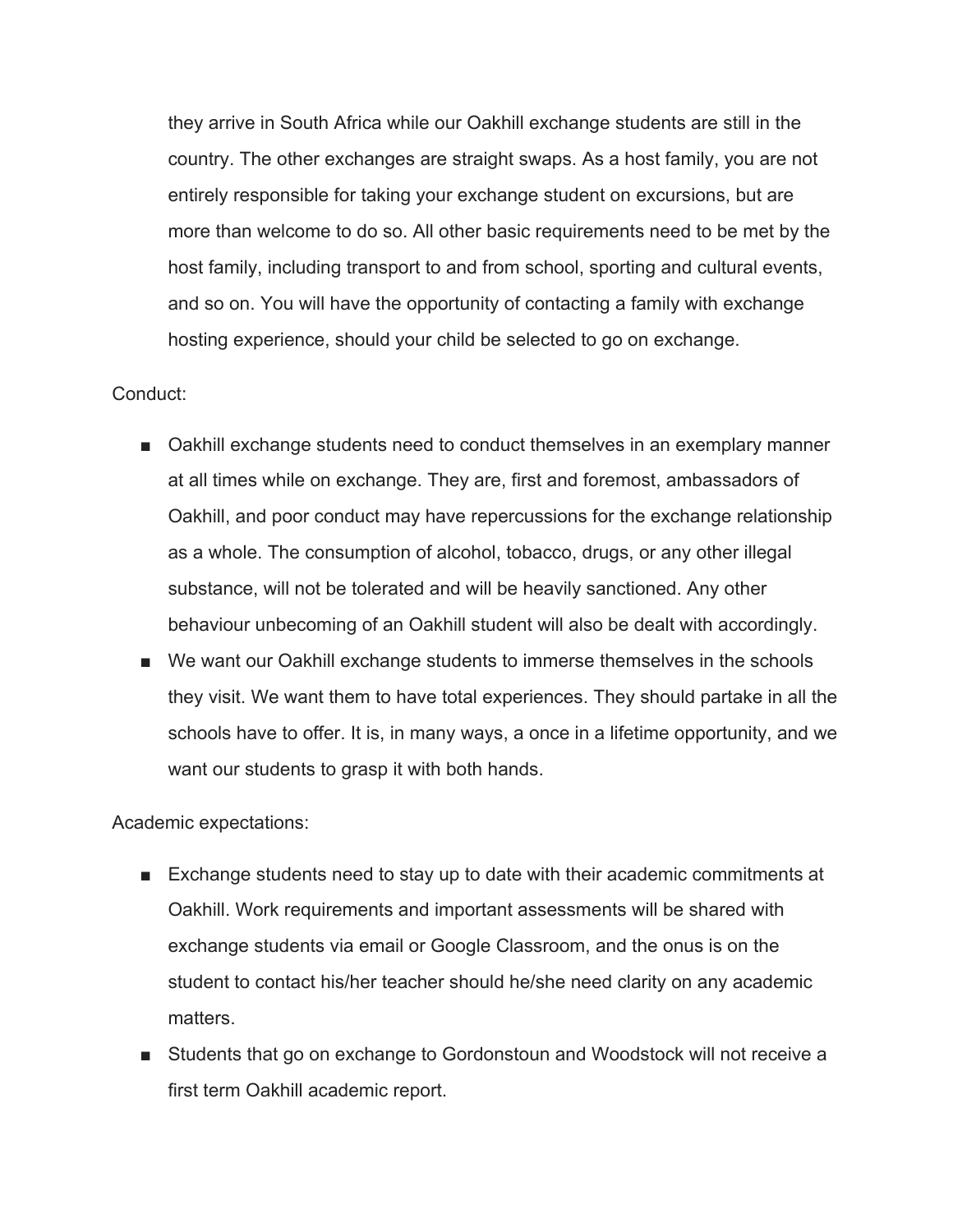they arrive in South Africa while our Oakhill exchange students are still in the country. The other exchanges are straight swaps. As a host family, you are not entirely responsible for taking your exchange student on excursions, but are more than welcome to do so. All other basic requirements need to be met by the host family, including transport to and from school, sporting and cultural events, and so on. You will have the opportunity of contacting a family with exchange hosting experience, should your child be selected to go on exchange.

Conduct:

- Oakhill exchange students need to conduct themselves in an exemplary manner at all times while on exchange. They are, first and foremost, ambassadors of Oakhill, and poor conduct may have repercussions for the exchange relationship as a whole. The consumption of alcohol, tobacco, drugs, or any other illegal substance, will not be tolerated and will be heavily sanctioned. Any other behaviour unbecoming of an Oakhill student will also be dealt with accordingly.
- We want our Oakhill exchange students to immerse themselves in the schools they visit. We want them to have total experiences. They should partake in all the schools have to offer. It is, in many ways, a once in a lifetime opportunity, and we want our students to grasp it with both hands.

Academic expectations:

- Exchange students need to stay up to date with their academic commitments at Oakhill. Work requirements and important assessments will be shared with exchange students via email or Google Classroom, and the onus is on the student to contact his/her teacher should he/she need clarity on any academic matters.
- Students that go on exchange to Gordonstoun and Woodstock will not receive a first term Oakhill academic report.